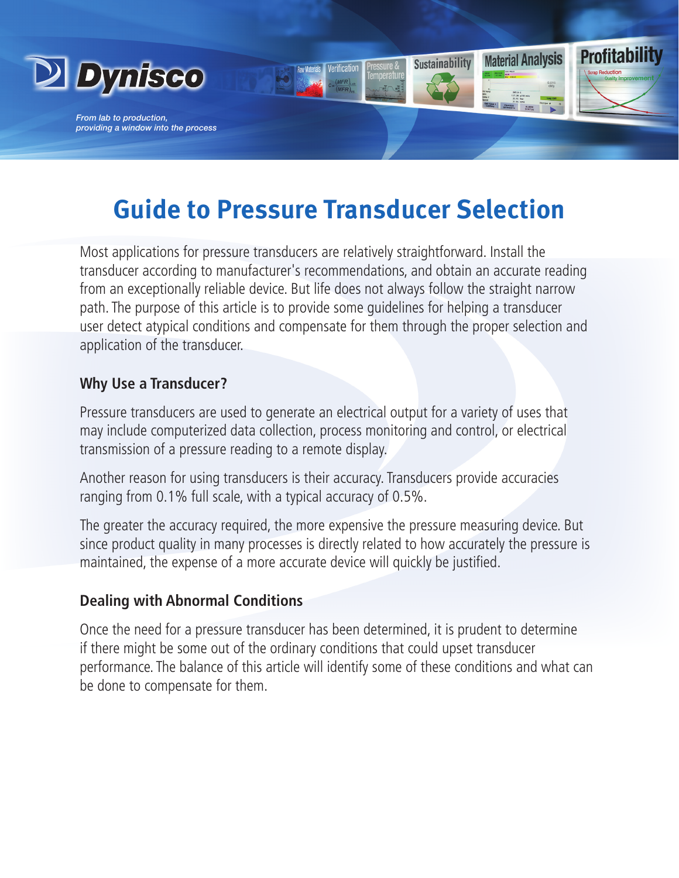Dynisco

*From lab to production, providing a window into the process*

# Guide to Pressure Transducer Selection

Most applications for pressure transducers are relatively straightforward. Install the transducer according to manufacturer's recommendations, and obtain an accurate reading from an exceptionally reliable device. But life does not always follow the straight narrow path. The purpose of this article is to provide some guidelines for helping a transducer user detect atypical conditions and compensate for them through the proper selection and application of the transducer.

## Why Use a Transducer?

Pressure transducers are used to generate an electrical output for a variety of uses that may include computerized data collection, process monitoring and control, or electrical transmission of a pressure reading to a remote display.

Another reason for using transducers is their accuracy. Transducers provide accuracies ranging from 0.1% full scale, with a typical accuracy of 0.5%.

The greater the accuracy required, the more expensive the pressure measuring device. But since product quality in many processes is directly related to how accurately the pressure is maintained, the expense of a more accurate device will quickly be justified.

## Dealing with Abnormal Conditions

Once the need for a pressure transducer has been determined, it is prudent to determine if there might be some out of the ordinary conditions that could upset transducer performance. The balance of this article will identify some of these conditions and what can be done to compensate for them.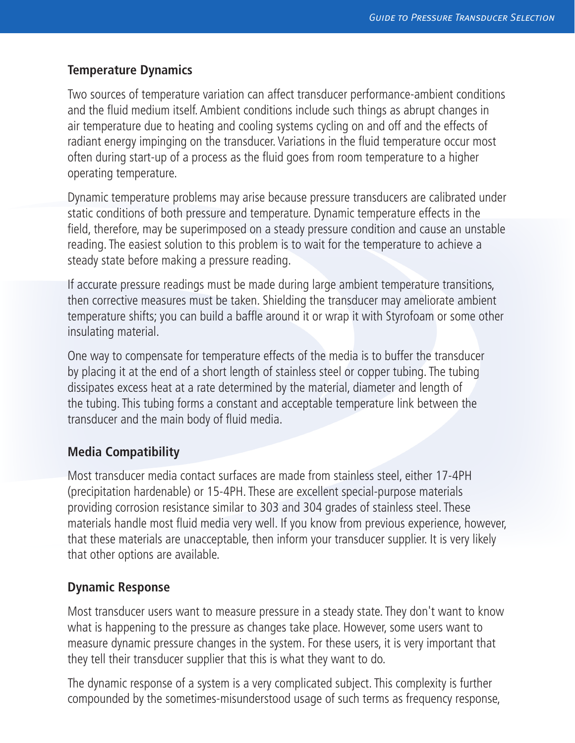## Temperature Dynamics

Two sources of temperature variation can affect transducer performance-ambient conditions and the fluid medium itself. Ambient conditions include such things as abrupt changes in air temperature due to heating and cooling systems cycling on and off and the effects of radiant energy impinging on the transducer. Variations in the fluid temperature occur most often during start-up of a process as the fluid goes from room temperature to a higher operating temperature.

Dynamic temperature problems may arise because pressure transducers are calibrated under static conditions of both pressure and temperature. Dynamic temperature effects in the field, therefore, may be superimposed on a steady pressure condition and cause an unstable reading. The easiest solution to this problem is to wait for the temperature to achieve a steady state before making a pressure reading.

If accurate pressure readings must be made during large ambient temperature transitions, then corrective measures must be taken. Shielding the transducer may ameliorate ambient temperature shifts; you can build a baffle around it or wrap it with Styrofoam or some other insulating material.

One way to compensate for temperature effects of the media is to buffer the transducer by placing it at the end of a short length of stainless steel or copper tubing. The tubing dissipates excess heat at a rate determined by the material, diameter and length of the tubing. This tubing forms a constant and acceptable temperature link between the transducer and the main body of fluid media.

## Media Compatibility

Most transducer media contact surfaces are made from stainless steel, either 17-4PH (precipitation hardenable) or 15-4PH. These are excellent special-purpose materials providing corrosion resistance similar to 303 and 304 grades of stainless steel. These materials handle most fluid media very well. If you know from previous experience, however, that these materials are unacceptable, then inform your transducer supplier. It is very likely that other options are available.

## Dynamic Response

Most transducer users want to measure pressure in a steady state. They don't want to know what is happening to the pressure as changes take place. However, some users want to measure dynamic pressure changes in the system. For these users, it is very important that they tell their transducer supplier that this is what they want to do.

The dynamic response of a system is a very complicated subject. This complexity is further compounded by the sometimes-misunderstood usage of such terms as frequency response,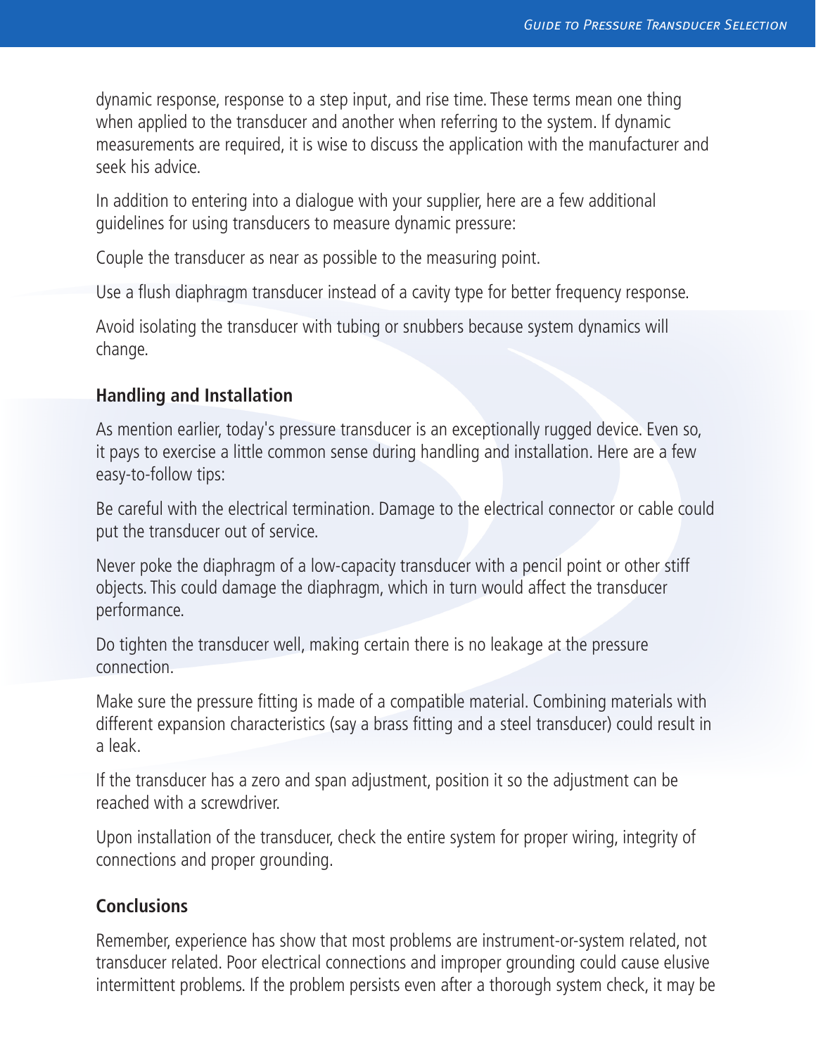dynamic response, response to a step input, and rise time. These terms mean one thing when applied to the transducer and another when referring to the system. If dynamic measurements are required, it is wise to discuss the application with the manufacturer and seek his advice.

In addition to entering into a dialogue with your supplier, here are a few additional guidelines for using transducers to measure dynamic pressure:

Couple the transducer as near as possible to the measuring point.

Use a flush diaphragm transducer instead of a cavity type for better frequency response.

Avoid isolating the transducer with tubing or snubbers because system dynamics will change.

## Handling and Installation

As mention earlier, today's pressure transducer is an exceptionally rugged device. Even so, it pays to exercise a little common sense during handling and installation. Here are a few easy-to-follow tips:

Be careful with the electrical termination. Damage to the electrical connector or cable could put the transducer out of service.

Never poke the diaphragm of a low-capacity transducer with a pencil point or other stiff objects. This could damage the diaphragm, which in turn would affect the transducer performance.

Do tighten the transducer well, making certain there is no leakage at the pressure connection.

Make sure the pressure fitting is made of a compatible material. Combining materials with different expansion characteristics (say a brass fitting and a steel transducer) could result in a leak.

If the transducer has a zero and span adjustment, position it so the adjustment can be reached with a screwdriver.

Upon installation of the transducer, check the entire system for proper wiring, integrity of connections and proper grounding.

## Conclusions

Remember, experience has show that most problems are instrument-or-system related, not transducer related. Poor electrical connections and improper grounding could cause elusive intermittent problems. If the problem persists even after a thorough system check, it may be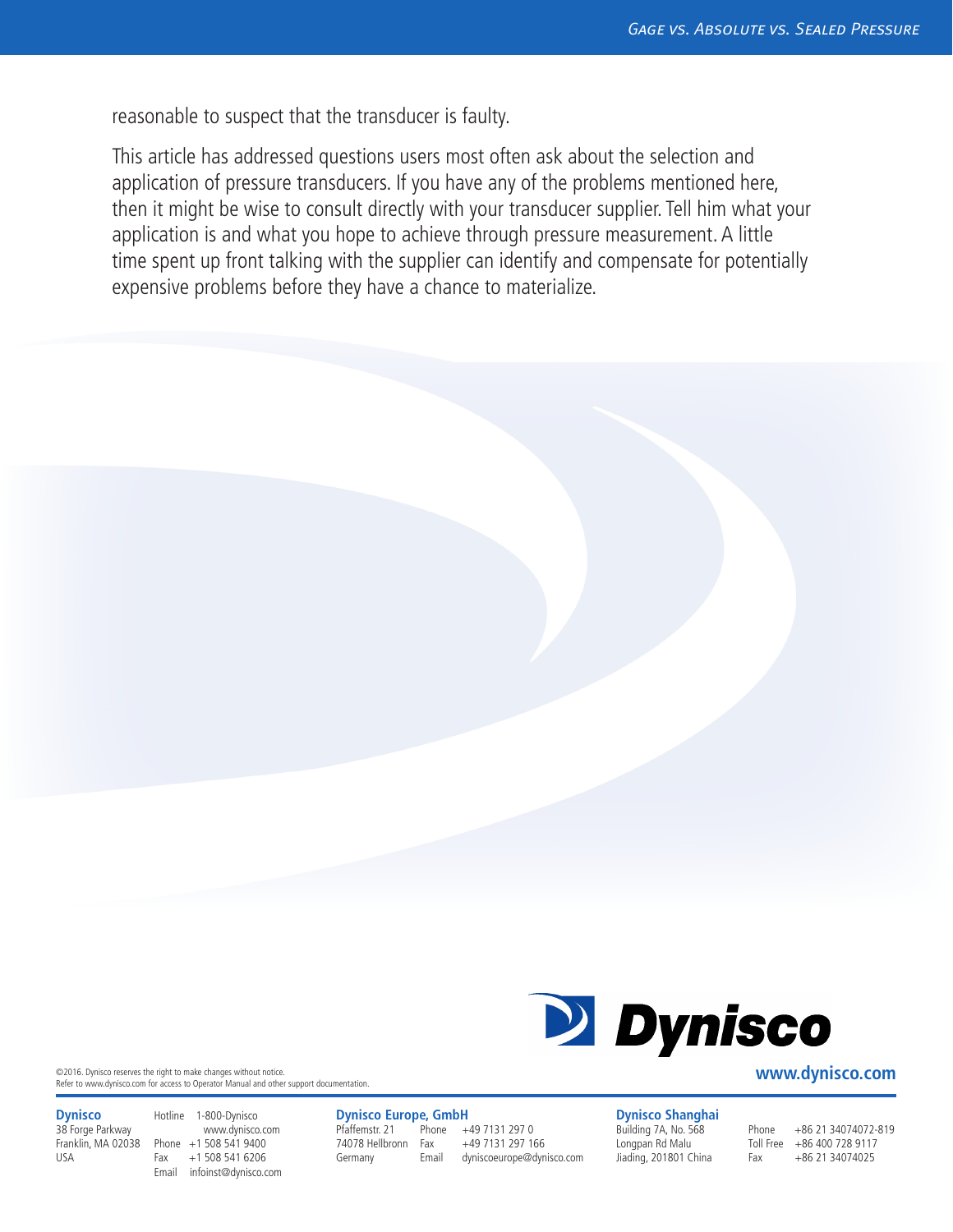reasonable to suspect that the transducer is faulty.

This article has addressed questions users most often ask about the selection and application of pressure transducers. If you have any of the problems mentioned here, then it might be wise to consult directly with your transducer supplier. Tell him what your application is and what you hope to achieve through pressure measurement. A little time spent up front talking with the supplier can identify and compensate for potentially expensive problems before they have a chance to materialize.

Dynisco

www.dynisco.com

©2016. Dynisco reserves the right to make changes without notice.
Refer to www.dynisco.com for access to Operator Manual and other support documentation.

**Dynisco**
38 Forge Parkway
Franklin, MA 02038
USA

Hotline 1-800-Dynisco
www.dynisco.com
Phone +1 508 541 9400
Fax +1 508 541 6206
Email infoinst@dynisco.com

**Dynisco Europe, GmbH**
Pfaffemstr. 21
74078 Hellbronn
Germany

Phone +49 7131 297 0
Fax +49 7131 297 166
Email dyniscoeurope@dynisco.com

**Dynisco Shanghai**
Building 7A, No. 568
Longpan Rd Malu
Jiading, 201801 China

Phone +86 21 34074072-819
Toll Free +86 400 728 9117
Fax +86 21 34074025